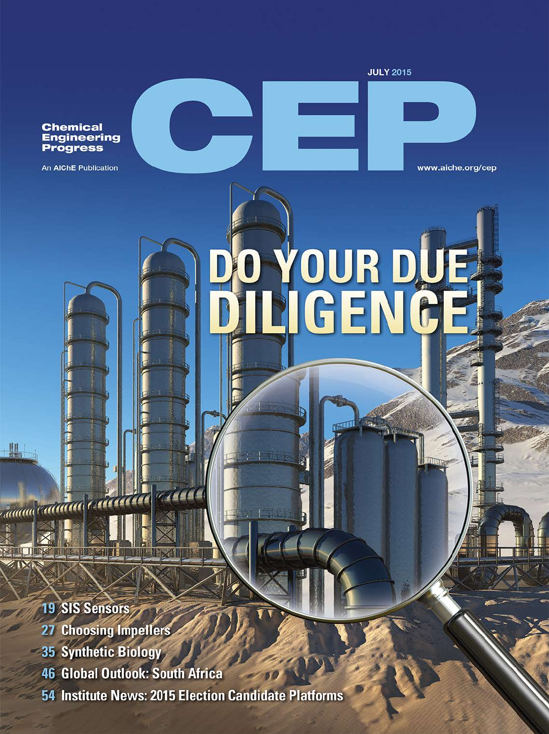JULY 2015

# CEP

**Chemical Engineering Progress**

An AIChE Publication

www.aiche.org/cep

# DO YOUR DUE DILIGENCE

- **19** SIS Sensors
- **27** Choosing Impellers
- **35** Synthetic Biology
- **46** Global Outlook: South Africa
- **54** Institute News: 2015 Election Candidate Platforms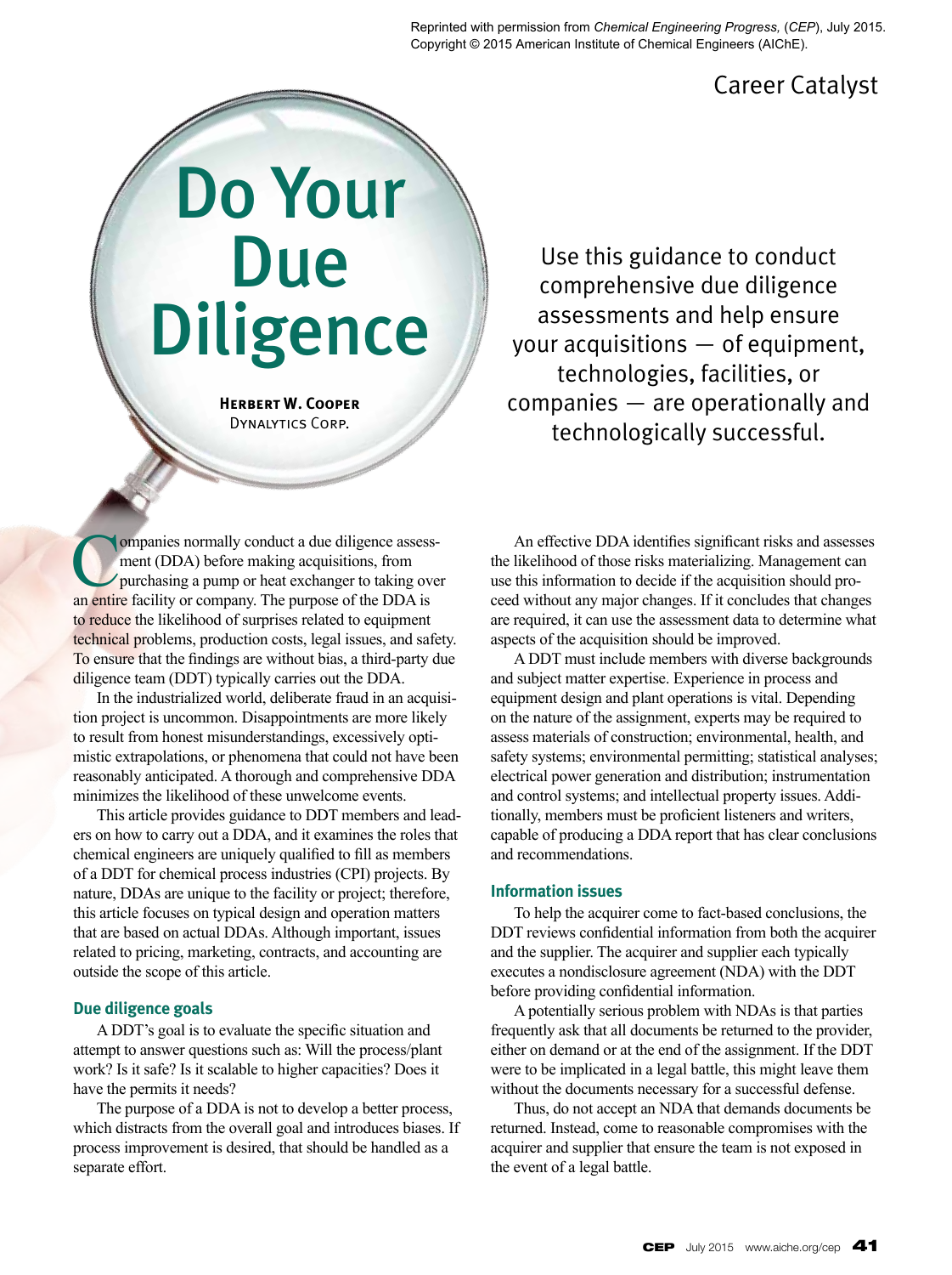Reprinted with permission from *Chemical Engineering Progress,* (*CEP*), July 2015. Copyright © 2015 American Institute of Chemical Engineers (AIChE).

Career Catalyst

# Do Your Due Diligence

**Herbert W. Cooper**
Dynalytics Corp.

Use this guidance to conduct comprehensive due diligence assessments and help ensure your acquisitions — of equipment, technologies, facilities, or companies — are operationally and technologically successful.

Companies normally conduct a due diligence assessment (DDA) before making acquisitions, from purchasing a pump or heat exchanger to taking over an entire facility or company. The purpose of the DDA is to reduce the likelihood of surprises related to equipment technical problems, production costs, legal issues, and safety. To ensure that the findings are without bias, a third-party due diligence team (DDT) typically carries out the DDA.

In the industrialized world, deliberate fraud in an acquisition project is uncommon. Disappointments are more likely to result from honest misunderstandings, excessively optimistic extrapolations, or phenomena that could not have been reasonably anticipated. A thorough and comprehensive DDA minimizes the likelihood of these unwelcome events.

This article provides guidance to DDT members and leaders on how to carry out a DDA, and it examines the roles that chemical engineers are uniquely qualified to fill as members of a DDT for chemical process industries (CPI) projects. By nature, DDAs are unique to the facility or project; therefore, this article focuses on typical design and operation matters that are based on actual DDAs. Although important, issues related to pricing, marketing, contracts, and accounting are outside the scope of this article.

## Due diligence goals

A DDT's goal is to evaluate the specific situation and attempt to answer questions such as: Will the process/plant work? Is it safe? Is it scalable to higher capacities? Does it have the permits it needs?

The purpose of a DDA is not to develop a better process, which distracts from the overall goal and introduces biases. If process improvement is desired, that should be handled as a separate effort.

An effective DDA identifies significant risks and assesses the likelihood of those risks materializing. Management can use this information to decide if the acquisition should proceed without any major changes. If it concludes that changes are required, it can use the assessment data to determine what aspects of the acquisition should be improved.

A DDT must include members with diverse backgrounds and subject matter expertise. Experience in process and equipment design and plant operations is vital. Depending on the nature of the assignment, experts may be required to assess materials of construction; environmental, health, and safety systems; environmental permitting; statistical analyses; electrical power generation and distribution; instrumentation and control systems; and intellectual property issues. Additionally, members must be proficient listeners and writers, capable of producing a DDA report that has clear conclusions and recommendations.

## Information issues

To help the acquirer come to fact-based conclusions, the DDT reviews confidential information from both the acquirer and the supplier. The acquirer and supplier each typically executes a nondisclosure agreement (NDA) with the DDT before providing confidential information.

A potentially serious problem with NDAs is that parties frequently ask that all documents be returned to the provider, either on demand or at the end of the assignment. If the DDT were to be implicated in a legal battle, this might leave them without the documents necessary for a successful defense.

Thus, do not accept an NDA that demands documents be returned. Instead, come to reasonable compromises with the acquirer and supplier that ensure the team is not exposed in the event of a legal battle.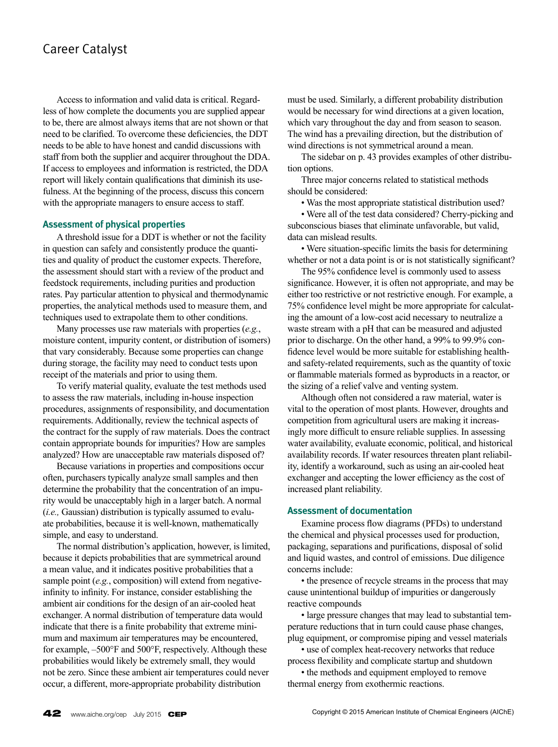Access to information and valid data is critical. Regardless of how complete the documents you are supplied appear to be, there are almost always items that are not shown or that need to be clarified. To overcome these deficiencies, the DDT needs to be able to have honest and candid discussions with staff from both the supplier and acquirer throughout the DDA. If access to employees and information is restricted, the DDA report will likely contain qualifications that diminish its usefulness. At the beginning of the process, discuss this concern with the appropriate managers to ensure access to staff.

## Assessment of physical properties

A threshold issue for a DDT is whether or not the facility in question can safely and consistently produce the quantities and quality of product the customer expects. Therefore, the assessment should start with a review of the product and feedstock requirements, including purities and production rates. Pay particular attention to physical and thermodynamic properties, the analytical methods used to measure them, and techniques used to extrapolate them to other conditions.

Many processes use raw materials with properties (*e.g.*, moisture content, impurity content, or distribution of isomers) that vary considerably. Because some properties can change during storage, the facility may need to conduct tests upon receipt of the materials and prior to using them.

To verify material quality, evaluate the test methods used to assess the raw materials, including in-house inspection procedures, assignments of responsibility, and documentation requirements. Additionally, review the technical aspects of the contract for the supply of raw materials. Does the contract contain appropriate bounds for impurities? How are samples analyzed? How are unacceptable raw materials disposed of?

Because variations in properties and compositions occur often, purchasers typically analyze small samples and then determine the probability that the concentration of an impurity would be unacceptably high in a larger batch. A normal (*i.e.,* Gaussian) distribution is typically assumed to evaluate probabilities, because it is well-known, mathematically simple, and easy to understand.

The normal distribution's application, however, is limited, because it depicts probabilities that are symmetrical around a mean value, and it indicates positive probabilities that a sample point (*e.g.*, composition) will extend from negative-infinity to infinity. For instance, consider establishing the ambient air conditions for the design of an air-cooled heat exchanger. A normal distribution of temperature data would indicate that there is a finite probability that extreme minimum and maximum air temperatures may be encountered, for example, –500°F and 500°F, respectively. Although these probabilities would likely be extremely small, they would not be zero. Since these ambient air temperatures could never occur, a different, more-appropriate probability distribution must be used. Similarly, a different probability distribution would be necessary for wind directions at a given location, which vary throughout the day and from season to season. The wind has a prevailing direction, but the distribution of wind directions is not symmetrical around a mean.

The sidebar on p. 43 provides examples of other distribution options.

Three major concerns related to statistical methods should be considered:

- Was the most appropriate statistical distribution used?
- Were all of the test data considered? Cherry-picking and subconscious biases that eliminate unfavorable, but valid, data can mislead results.
- Were situation-specific limits the basis for determining whether or not a data point is or is not statistically significant?

The 95% confidence level is commonly used to assess significance. However, it is often not appropriate, and may be either too restrictive or not restrictive enough. For example, a 75% confidence level might be more appropriate for calculating the amount of a low-cost acid necessary to neutralize a waste stream with a pH that can be measured and adjusted prior to discharge. On the other hand, a 99% to 99.9% confidence level would be more suitable for establishing health- and safety-related requirements, such as the quantity of toxic or flammable materials formed as byproducts in a reactor, or the sizing of a relief valve and venting system.

Although often not considered a raw material, water is vital to the operation of most plants. However, droughts and competition from agricultural users are making it increasingly more difficult to ensure reliable supplies. In assessing water availability, evaluate economic, political, and historical availability records. If water resources threaten plant reliability, identify a workaround, such as using an air-cooled heat exchanger and accepting the lower efficiency as the cost of increased plant reliability.

## Assessment of documentation

Examine process flow diagrams (PFDs) to understand the chemical and physical processes used for production, packaging, separations and purifications, disposal of solid and liquid wastes, and control of emissions. Due diligence concerns include:

- the presence of recycle streams in the process that may cause unintentional buildup of impurities or dangerously reactive compounds
- large pressure changes that may lead to substantial temperature reductions that in turn could cause phase changes, plug equipment, or compromise piping and vessel materials
- use of complex heat-recovery networks that reduce process flexibility and complicate startup and shutdown
- the methods and equipment employed to remove thermal energy from exothermic reactions.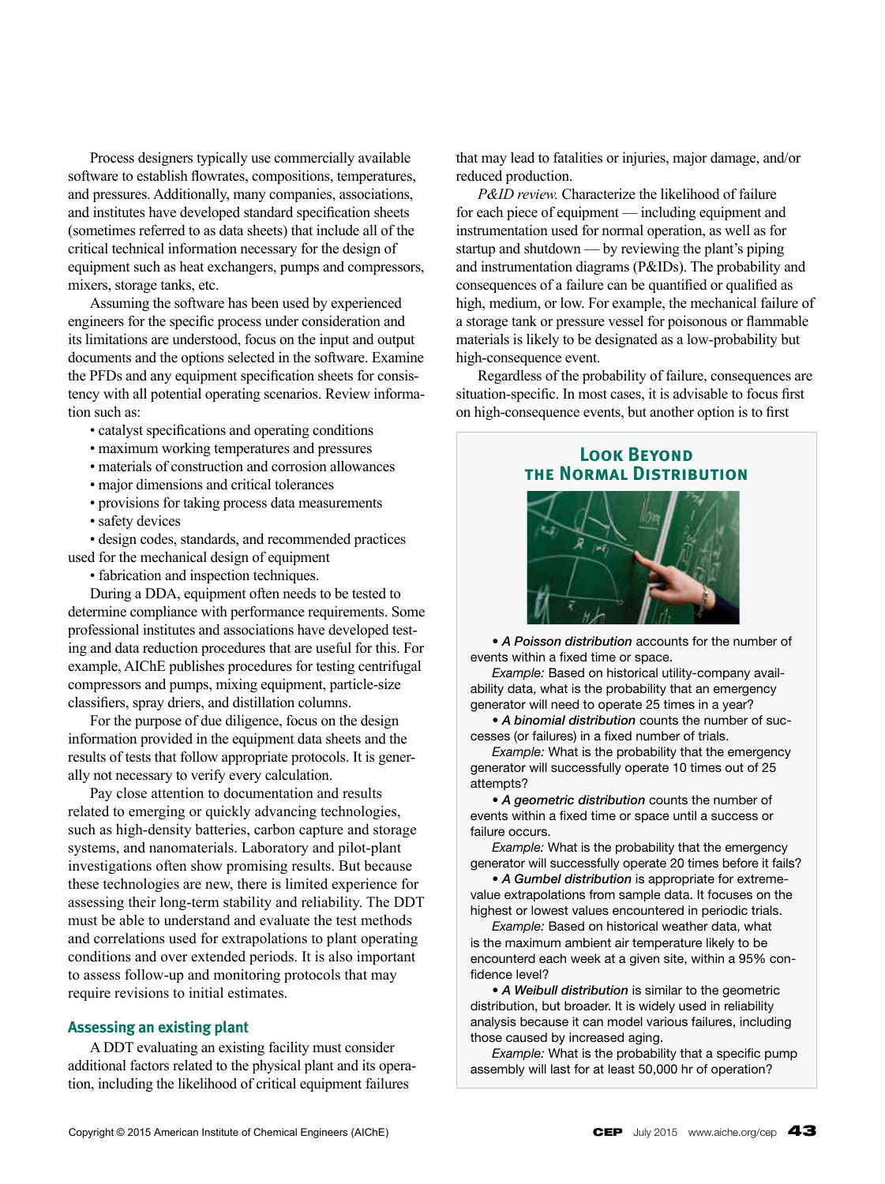Process designers typically use commercially available software to establish flowrates, compositions, temperatures, and pressures. Additionally, many companies, associations, and institutes have developed standard specification sheets (sometimes referred to as data sheets) that include all of the critical technical information necessary for the design of equipment such as heat exchangers, pumps and compressors, mixers, storage tanks, etc.

Assuming the software has been used by experienced engineers for the specific process under consideration and its limitations are understood, focus on the input and output documents and the options selected in the software. Examine the PFDs and any equipment specification sheets for consistency with all potential operating scenarios. Review information such as:

- catalyst specifications and operating conditions
- maximum working temperatures and pressures
- materials of construction and corrosion allowances
- major dimensions and critical tolerances
- provisions for taking process data measurements
- safety devices
- design codes, standards, and recommended practices used for the mechanical design of equipment
- fabrication and inspection techniques.

During a DDA, equipment often needs to be tested to determine compliance with performance requirements. Some professional institutes and associations have developed testing and data reduction procedures that are useful for this. For example, AIChE publishes procedures for testing centrifugal compressors and pumps, mixing equipment, particle-size classifiers, spray driers, and distillation columns.

For the purpose of due diligence, focus on the design information provided in the equipment data sheets and the results of tests that follow appropriate protocols. It is generally not necessary to verify every calculation.

Pay close attention to documentation and results related to emerging or quickly advancing technologies, such as high-density batteries, carbon capture and storage systems, and nanomaterials. Laboratory and pilot-plant investigations often show promising results. But because these technologies are new, there is limited experience for assessing their long-term stability and reliability. The DDT must be able to understand and evaluate the test methods and correlations used for extrapolations to plant operating conditions and over extended periods. It is also important to assess follow-up and monitoring protocols that may require revisions to initial estimates.

## Assessing an existing plant

A DDT evaluating an existing facility must consider additional factors related to the physical plant and its operation, including the likelihood of critical equipment failures that may lead to fatalities or injuries, major damage, and/or reduced production.

*P&ID review.* Characterize the likelihood of failure for each piece of equipment — including equipment and instrumentation used for normal operation, as well as for startup and shutdown — by reviewing the plant's piping and instrumentation diagrams (P&IDs). The probability and consequences of a failure can be quantified or qualified as high, medium, or low. For example, the mechanical failure of a storage tank or pressure vessel for poisonous or flammable materials is likely to be designated as a low-probability but high-consequence event.

Regardless of the probability of failure, consequences are situation-specific. In most cases, it is advisable to focus first on high-consequence events, but another option is to first

### Look Beyond the Normal Distribution

- ***A Poisson distribution*** accounts for the number of events within a fixed time or space.

  *Example:* Based on historical utility-company availability data, what is the probability that an emergency generator will need to operate 25 times in a year?

- ***A binomial distribution*** counts the number of successes (or failures) in a fixed number of trials.

  *Example:* What is the probability that the emergency generator will successfully operate 10 times out of 25 attempts?

- ***A geometric distribution*** counts the number of events within a fixed time or space until a success or failure occurs.

  *Example:* What is the probability that the emergency generator will successfully operate 20 times before it fails?

- ***A Gumbel distribution*** is appropriate for extreme-value extrapolations from sample data. It focuses on the highest or lowest values encountered in periodic trials.

  *Example:* Based on historical weather data, what is the maximum ambient air temperature likely to be encounterd each week at a given site, within a 95% confidence level?

- ***A Weibull distribution*** is similar to the geometric distribution, but broader. It is widely used in reliability analysis because it can model various failures, including those caused by increased aging.

  *Example:* What is the probability that a specific pump assembly will last for at least 50,000 hr of operation?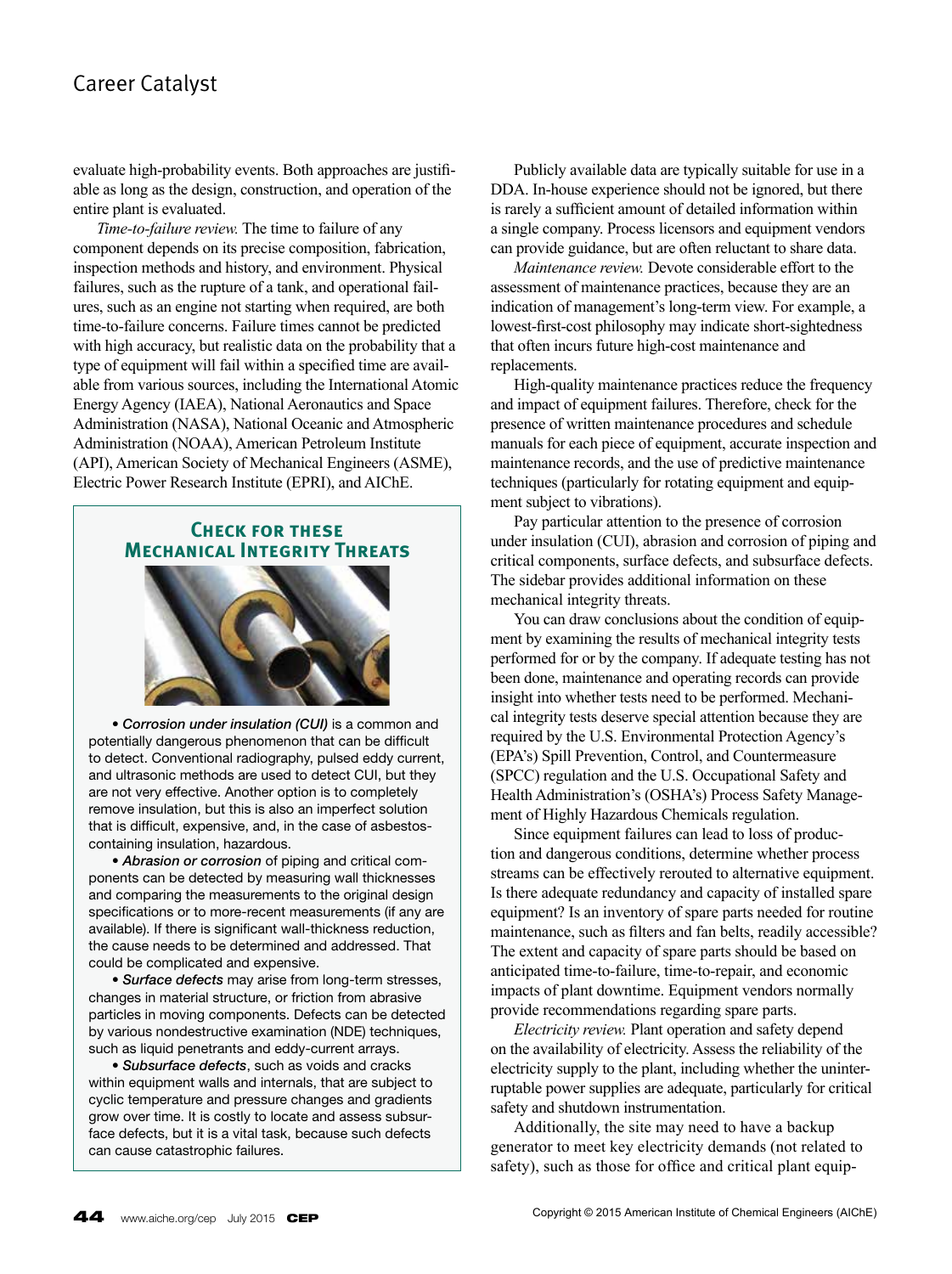evaluate high-probability events. Both approaches are justifiable as long as the design, construction, and operation of the entire plant is evaluated.

*Time-to-failure review.* The time to failure of any component depends on its precise composition, fabrication, inspection methods and history, and environment. Physical failures, such as the rupture of a tank, and operational failures, such as an engine not starting when required, are both time-to-failure concerns. Failure times cannot be predicted with high accuracy, but realistic data on the probability that a type of equipment will fail within a specified time are available from various sources, including the International Atomic Energy Agency (IAEA), National Aeronautics and Space Administration (NASA), National Oceanic and Atmospheric Administration (NOAA), American Petroleum Institute (API), American Society of Mechanical Engineers (ASME), Electric Power Research Institute (EPRI), and AIChE.

## Check for these Mechanical Integrity Threats

- ***Corrosion under insulation (CUI)*** is a common and potentially dangerous phenomenon that can be difficult to detect. Conventional radiography, pulsed eddy current, and ultrasonic methods are used to detect CUI, but they are not very effective. Another option is to completely remove insulation, but this is also an imperfect solution that is difficult, expensive, and, in the case of asbestos-containing insulation, hazardous.
- ***Abrasion or corrosion*** of piping and critical components can be detected by measuring wall thicknesses and comparing the measurements to the original design specifications or to more-recent measurements (if any are available). If there is significant wall-thickness reduction, the cause needs to be determined and addressed. That could be complicated and expensive.
- ***Surface defects*** may arise from long-term stresses, changes in material structure, or friction from abrasive particles in moving components. Defects can be detected by various nondestructive examination (NDE) techniques, such as liquid penetrants and eddy-current arrays.
- ***Subsurface defects***, such as voids and cracks within equipment walls and internals, that are subject to cyclic temperature and pressure changes and gradients grow over time. It is costly to locate and assess subsurface defects, but it is a vital task, because such defects can cause catastrophic failures.

Publicly available data are typically suitable for use in a DDA. In-house experience should not be ignored, but there is rarely a sufficient amount of detailed information within a single company. Process licensors and equipment vendors can provide guidance, but are often reluctant to share data.

*Maintenance review.* Devote considerable effort to the assessment of maintenance practices, because they are an indication of management's long-term view. For example, a lowest-first-cost philosophy may indicate short-sightedness that often incurs future high-cost maintenance and replacements.

High-quality maintenance practices reduce the frequency and impact of equipment failures. Therefore, check for the presence of written maintenance procedures and schedule manuals for each piece of equipment, accurate inspection and maintenance records, and the use of predictive maintenance techniques (particularly for rotating equipment and equipment subject to vibrations).

Pay particular attention to the presence of corrosion under insulation (CUI), abrasion and corrosion of piping and critical components, surface defects, and subsurface defects. The sidebar provides additional information on these mechanical integrity threats.

You can draw conclusions about the condition of equipment by examining the results of mechanical integrity tests performed for or by the company. If adequate testing has not been done, maintenance and operating records can provide insight into whether tests need to be performed. Mechanical integrity tests deserve special attention because they are required by the U.S. Environmental Protection Agency's (EPA's) Spill Prevention, Control, and Countermeasure (SPCC) regulation and the U.S. Occupational Safety and Health Administration's (OSHA's) Process Safety Management of Highly Hazardous Chemicals regulation.

Since equipment failures can lead to loss of production and dangerous conditions, determine whether process streams can be effectively rerouted to alternative equipment. Is there adequate redundancy and capacity of installed spare equipment? Is an inventory of spare parts needed for routine maintenance, such as filters and fan belts, readily accessible? The extent and capacity of spare parts should be based on anticipated time-to-failure, time-to-repair, and economic impacts of plant downtime. Equipment vendors normally provide recommendations regarding spare parts.

*Electricity review.* Plant operation and safety depend on the availability of electricity. Assess the reliability of the electricity supply to the plant, including whether the uninterruptable power supplies are adequate, particularly for critical safety and shutdown instrumentation.

Additionally, the site may need to have a backup generator to meet key electricity demands (not related to safety), such as those for office and critical plant equip-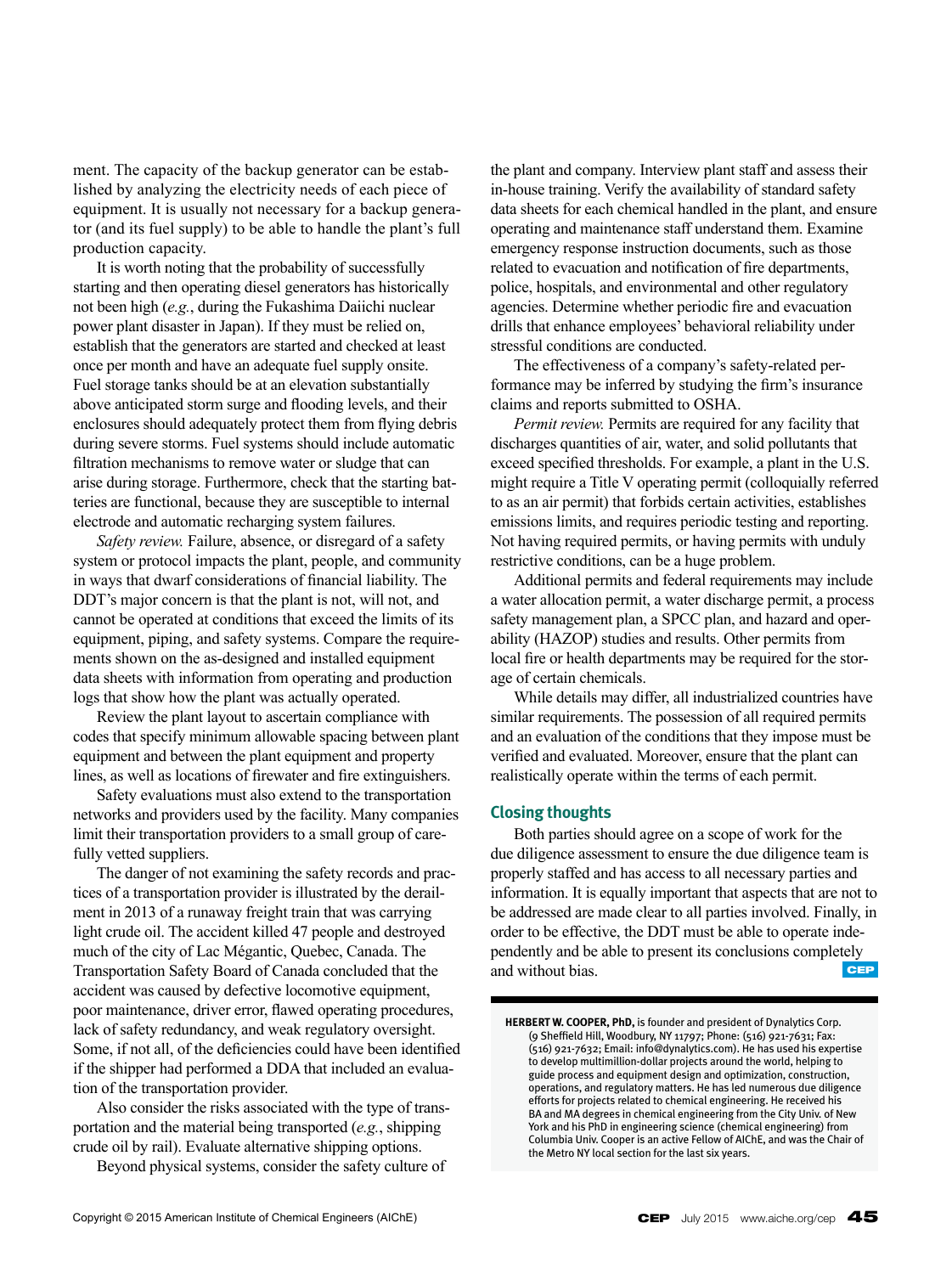ment. The capacity of the backup generator can be established by analyzing the electricity needs of each piece of equipment. It is usually not necessary for a backup generator (and its fuel supply) to be able to handle the plant's full production capacity.

It is worth noting that the probability of successfully starting and then operating diesel generators has historically not been high (*e.g.*, during the Fukashima Daiichi nuclear power plant disaster in Japan). If they must be relied on, establish that the generators are started and checked at least once per month and have an adequate fuel supply onsite. Fuel storage tanks should be at an elevation substantially above anticipated storm surge and flooding levels, and their enclosures should adequately protect them from flying debris during severe storms. Fuel systems should include automatic filtration mechanisms to remove water or sludge that can arise during storage. Furthermore, check that the starting batteries are functional, because they are susceptible to internal electrode and automatic recharging system failures.

*Safety review.* Failure, absence, or disregard of a safety system or protocol impacts the plant, people, and community in ways that dwarf considerations of financial liability. The DDT's major concern is that the plant is not, will not, and cannot be operated at conditions that exceed the limits of its equipment, piping, and safety systems. Compare the requirements shown on the as-designed and installed equipment data sheets with information from operating and production logs that show how the plant was actually operated.

Review the plant layout to ascertain compliance with codes that specify minimum allowable spacing between plant equipment and between the plant equipment and property lines, as well as locations of firewater and fire extinguishers.

Safety evaluations must also extend to the transportation networks and providers used by the facility. Many companies limit their transportation providers to a small group of carefully vetted suppliers.

The danger of not examining the safety records and practices of a transportation provider is illustrated by the derailment in 2013 of a runaway freight train that was carrying light crude oil. The accident killed 47 people and destroyed much of the city of Lac Mégantic, Quebec, Canada. The Transportation Safety Board of Canada concluded that the accident was caused by defective locomotive equipment, poor maintenance, driver error, flawed operating procedures, lack of safety redundancy, and weak regulatory oversight. Some, if not all, of the deficiencies could have been identified if the shipper had performed a DDA that included an evaluation of the transportation provider.

Also consider the risks associated with the type of transportation and the material being transported (*e.g.*, shipping crude oil by rail). Evaluate alternative shipping options.

Beyond physical systems, consider the safety culture of the plant and company. Interview plant staff and assess their in-house training. Verify the availability of standard safety data sheets for each chemical handled in the plant, and ensure operating and maintenance staff understand them. Examine emergency response instruction documents, such as those related to evacuation and notification of fire departments, police, hospitals, and environmental and other regulatory agencies. Determine whether periodic fire and evacuation drills that enhance employees' behavioral reliability under stressful conditions are conducted.

The effectiveness of a company's safety-related performance may be inferred by studying the firm's insurance claims and reports submitted to OSHA.

*Permit review.* Permits are required for any facility that discharges quantities of air, water, and solid pollutants that exceed specified thresholds. For example, a plant in the U.S. might require a Title V operating permit (colloquially referred to as an air permit) that forbids certain activities, establishes emissions limits, and requires periodic testing and reporting. Not having required permits, or having permits with unduly restrictive conditions, can be a huge problem.

Additional permits and federal requirements may include a water allocation permit, a water discharge permit, a process safety management plan, a SPCC plan, and hazard and operability (HAZOP) studies and results. Other permits from local fire or health departments may be required for the storage of certain chemicals.

While details may differ, all industrialized countries have similar requirements. The possession of all required permits and an evaluation of the conditions that they impose must be verified and evaluated. Moreover, ensure that the plant can realistically operate within the terms of each permit.

## Closing thoughts

Both parties should agree on a scope of work for the due diligence assessment to ensure the due diligence team is properly staffed and has access to all necessary parties and information. It is equally important that aspects that are not to be addressed are made clear to all parties involved. Finally, in order to be effective, the DDT must be able to operate independently and be able to present its conclusions completely and without bias.

**HERBERT W. COOPER, PhD,** is founder and president of Dynalytics Corp. (9 Sheffield Hill, Woodbury, NY 11797; Phone: (516) 921-7631; Fax: (516) 921-7632; Email: info@dynalytics.com). He has used his expertise to develop multimillion-dollar projects around the world, helping to guide process and equipment design and optimization, construction, operations, and regulatory matters. He has led numerous due diligence efforts for projects related to chemical engineering. He received his BA and MA degrees in chemical engineering from the City Univ. of New York and his PhD in engineering science (chemical engineering) from Columbia Univ. Cooper is an active Fellow of AIChE, and was the Chair of the Metro NY local section for the last six years.